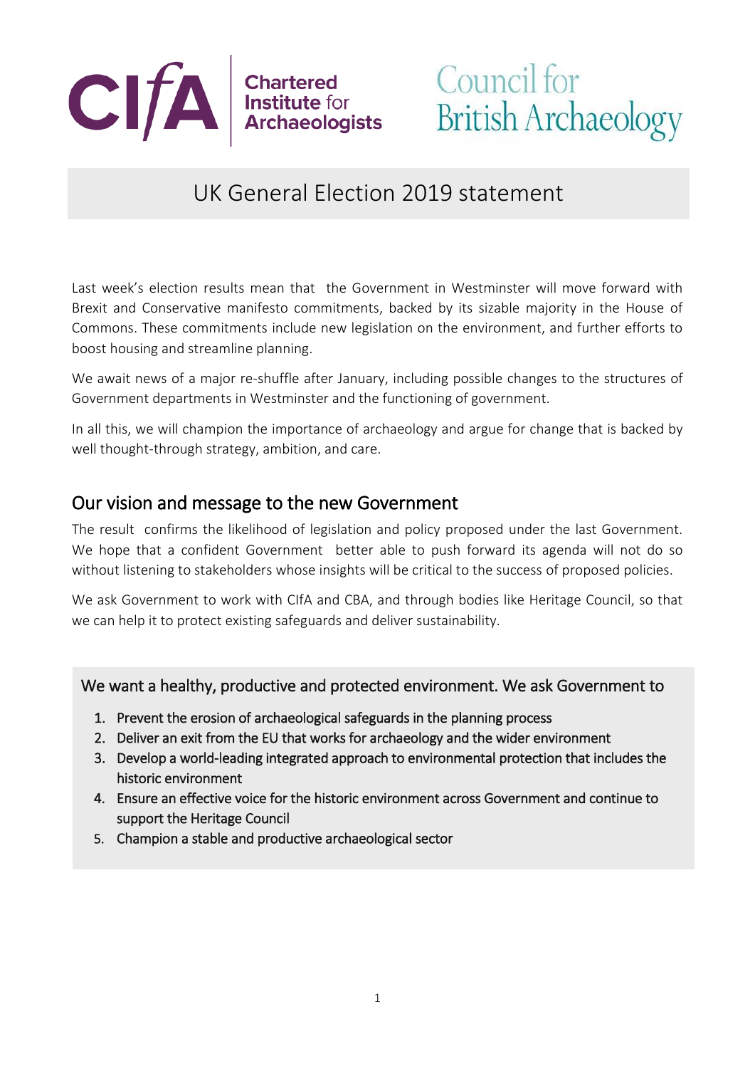Chartered Institute for Archaeologists

Council for British Archaeology

# UK General Election 2019 statement

Last week's election results mean that the Government in Westminster will move forward with Brexit and Conservative manifesto commitments, backed by its sizable majority in the House of Commons. These commitments include new legislation on the environment, and further efforts to boost housing and streamline planning.

We await news of a major re-shuffle after January, including possible changes to the structures of Government departments in Westminster and the functioning of government.

In all this, we will champion the importance of archaeology and argue for change that is backed by well thought-through strategy, ambition, and care.

## Our vision and message to the new Government

The result confirms the likelihood of legislation and policy proposed under the last Government. We hope that a confident Government better able to push forward its agenda will not do so without listening to stakeholders whose insights will be critical to the success of proposed policies.

We ask Government to work with CIfA and CBA, and through bodies like Heritage Council, so that we can help it to protect existing safeguards and deliver sustainability.

### We want a healthy, productive and protected environment. We ask Government to

1. Prevent the erosion of archaeological safeguards in the planning process
2. Deliver an exit from the EU that works for archaeology and the wider environment
3. Develop a world-leading integrated approach to environmental protection that includes the historic environment
4. Ensure an effective voice for the historic environment across Government and continue to support the Heritage Council
5. Champion a stable and productive archaeological sector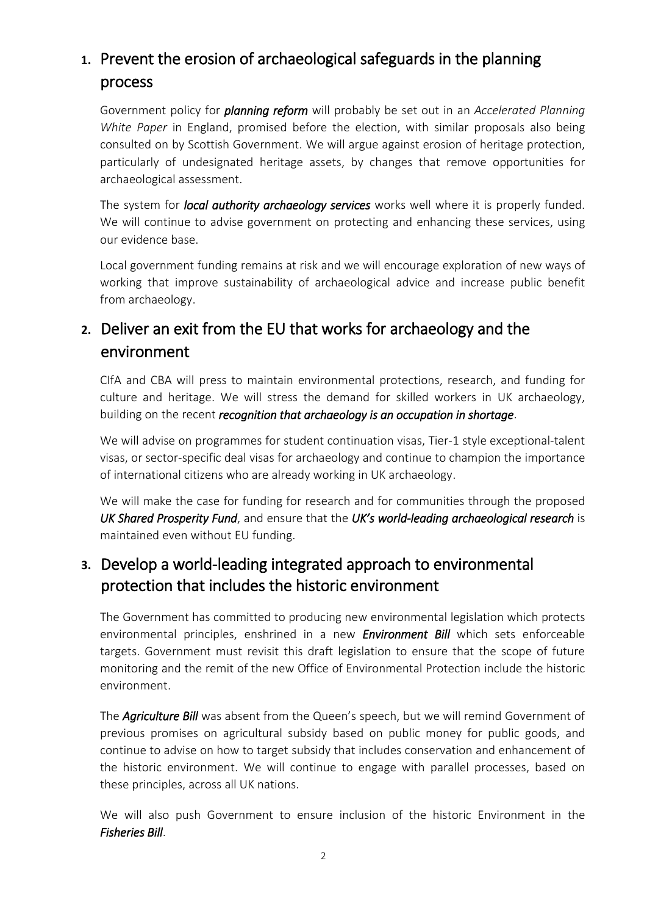## 1. Prevent the erosion of archaeological safeguards in the planning process

Government policy for ***planning reform*** will probably be set out in an *Accelerated Planning White Paper* in England, promised before the election, with similar proposals also being consulted on by Scottish Government. We will argue against erosion of heritage protection, particularly of undesignated heritage assets, by changes that remove opportunities for archaeological assessment.

The system for ***local authority archaeology services*** works well where it is properly funded. We will continue to advise government on protecting and enhancing these services, using our evidence base.

Local government funding remains at risk and we will encourage exploration of new ways of working that improve sustainability of archaeological advice and increase public benefit from archaeology.

## 2. Deliver an exit from the EU that works for archaeology and the environment

CIfA and CBA will press to maintain environmental protections, research, and funding for culture and heritage. We will stress the demand for skilled workers in UK archaeology, building on the recent ***recognition that archaeology is an occupation in shortage***.

We will advise on programmes for student continuation visas, Tier-1 style exceptional-talent visas, or sector-specific deal visas for archaeology and continue to champion the importance of international citizens who are already working in UK archaeology.

We will make the case for funding for research and for communities through the proposed ***UK Shared Prosperity Fund***, and ensure that the ***UK's world-leading archaeological research*** is maintained even without EU funding.

## 3. Develop a world-leading integrated approach to environmental protection that includes the historic environment

The Government has committed to producing new environmental legislation which protects environmental principles, enshrined in a new ***Environment Bill*** which sets enforceable targets. Government must revisit this draft legislation to ensure that the scope of future monitoring and the remit of the new Office of Environmental Protection include the historic environment.

The ***Agriculture Bill*** was absent from the Queen's speech, but we will remind Government of previous promises on agricultural subsidy based on public money for public goods, and continue to advise on how to target subsidy that includes conservation and enhancement of the historic environment. We will continue to engage with parallel processes, based on these principles, across all UK nations.

We will also push Government to ensure inclusion of the historic Environment in the ***Fisheries Bill***.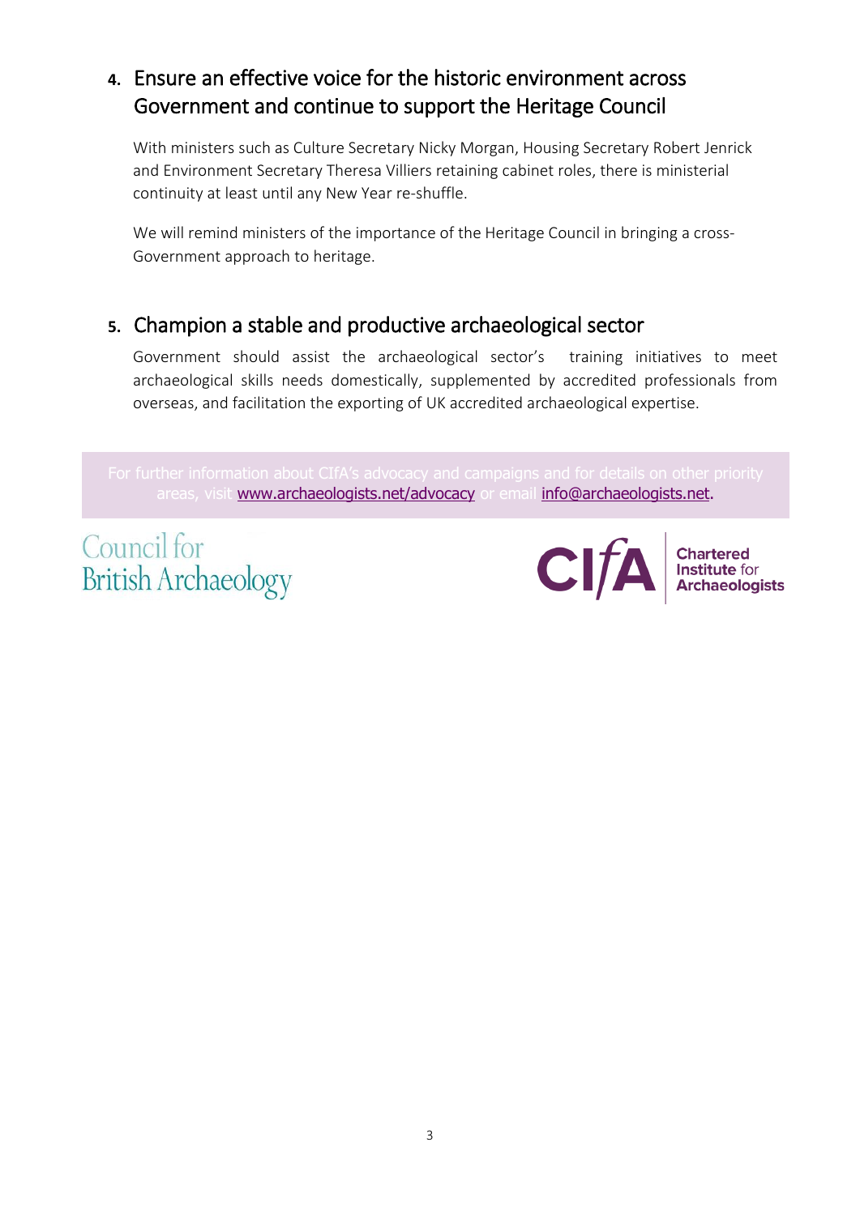## 4. Ensure an effective voice for the historic environment across Government and continue to support the Heritage Council

With ministers such as Culture Secretary Nicky Morgan, Housing Secretary Robert Jenrick and Environment Secretary Theresa Villiers retaining cabinet roles, there is ministerial continuity at least until any New Year re-shuffle.

We will remind ministers of the importance of the Heritage Council in bringing a cross-Government approach to heritage.

## 5. Champion a stable and productive archaeological sector

Government should assist the archaeological sector's training initiatives to meet archaeological skills needs domestically, supplemented by accredited professionals from overseas, and facilitation the exporting of UK accredited archaeological expertise.

For further information about CIfA's advocacy and campaigns and for details on other priority areas, visit www.archaeologists.net/advocacy or email info@archaeologists.net.

Council for British Archaeology

CIfA Chartered Institute for Archaeologists